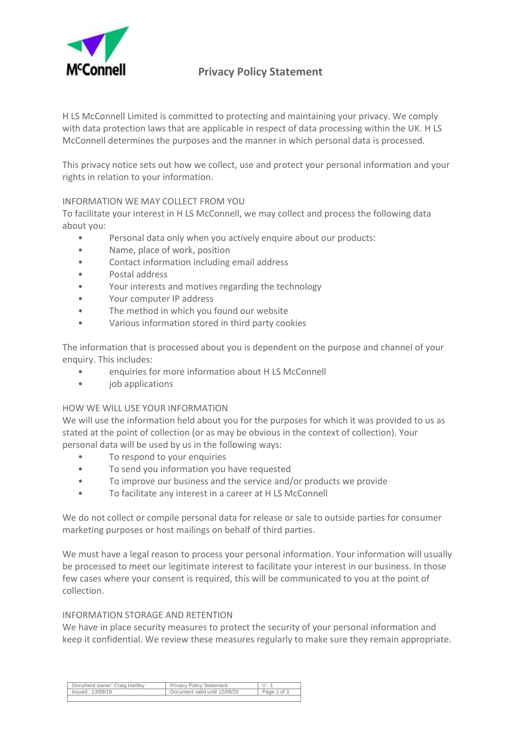# Privacy Policy Statement

H LS McConnell Limited is committed to protecting and maintaining your privacy. We comply with data protection laws that are applicable in respect of data processing within the UK. H LS McConnell determines the purposes and the manner in which personal data is processed.

This privacy notice sets out how we collect, use and protect your personal information and your rights in relation to your information.

## INFORMATION WE MAY COLLECT FROM YOU

To facilitate your interest in H LS McConnell, we may collect and process the following data about you:

- Personal data only when you actively enquire about our products:
- Name, place of work, position
- Contact information including email address
- Postal address
- Your interests and motives regarding the technology
- Your computer IP address
- The method in which you found our website
- Various information stored in third party cookies

The information that is processed about you is dependent on the purpose and channel of your enquiry. This includes:

- enquiries for more information about H LS McConnell
- job applications

## HOW WE WILL USE YOUR INFORMATION

We will use the information held about you for the purposes for which it was provided to us as stated at the point of collection (or as may be obvious in the context of collection). Your personal data will be used by us in the following ways:

- To respond to your enquiries
- To send you information you have requested
- To improve our business and the service and/or products we provide
- To facilitate any interest in a career at H LS McConnell

We do not collect or compile personal data for release or sale to outside parties for consumer marketing purposes or host mailings on behalf of third parties.

We must have a legal reason to process your personal information. Your information will usually be processed to meet our legitimate interest to facilitate your interest in our business. In those few cases where your consent is required, this will be communicated to you at the point of collection.

## INFORMATION STORAGE AND RETENTION

We have in place security measures to protect the security of your personal information and keep it confidential. We review these measures regularly to make sure they remain appropriate.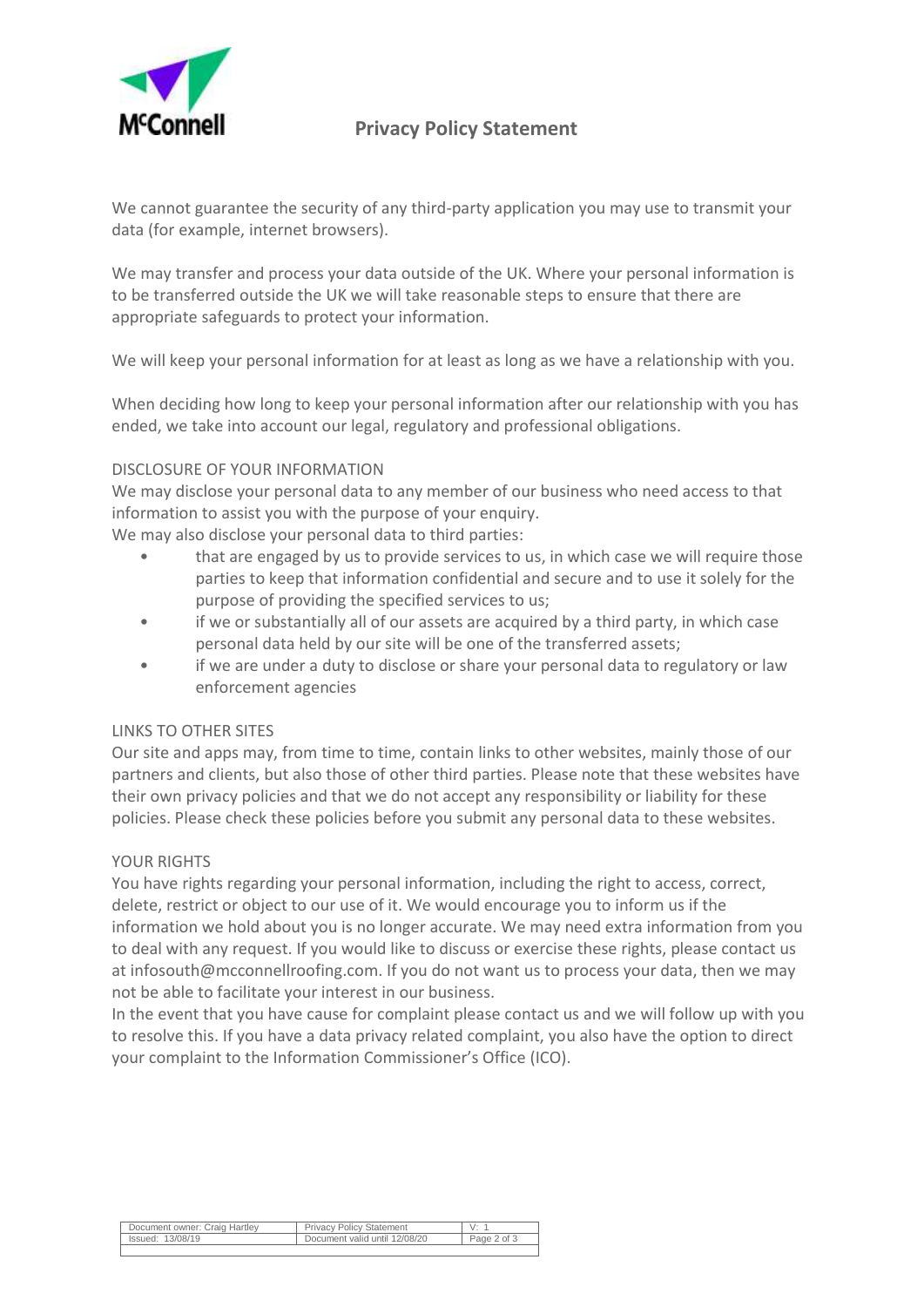We cannot guarantee the security of any third-party application you may use to transmit your data (for example, internet browsers).

We may transfer and process your data outside of the UK. Where your personal information is to be transferred outside the UK we will take reasonable steps to ensure that there are appropriate safeguards to protect your information.

We will keep your personal information for at least as long as we have a relationship with you.

When deciding how long to keep your personal information after our relationship with you has ended, we take into account our legal, regulatory and professional obligations.

## DISCLOSURE OF YOUR INFORMATION

We may disclose your personal data to any member of our business who need access to that information to assist you with the purpose of your enquiry.

We may also disclose your personal data to third parties:

- that are engaged by us to provide services to us, in which case we will require those parties to keep that information confidential and secure and to use it solely for the purpose of providing the specified services to us;
- if we or substantially all of our assets are acquired by a third party, in which case personal data held by our site will be one of the transferred assets;
- if we are under a duty to disclose or share your personal data to regulatory or law enforcement agencies

## LINKS TO OTHER SITES

Our site and apps may, from time to time, contain links to other websites, mainly those of our partners and clients, but also those of other third parties. Please note that these websites have their own privacy policies and that we do not accept any responsibility or liability for these policies. Please check these policies before you submit any personal data to these websites.

## YOUR RIGHTS

You have rights regarding your personal information, including the right to access, correct, delete, restrict or object to our use of it. We would encourage you to inform us if the information we hold about you is no longer accurate. We may need extra information from you to deal with any request. If you would like to discuss or exercise these rights, please contact us at infosouth@mcconnellroofing.com. If you do not want us to process your data, then we may not be able to facilitate your interest in our business.

In the event that you have cause for complaint please contact us and we will follow up with you to resolve this. If you have a data privacy related complaint, you also have the option to direct your complaint to the Information Commissioner's Office (ICO).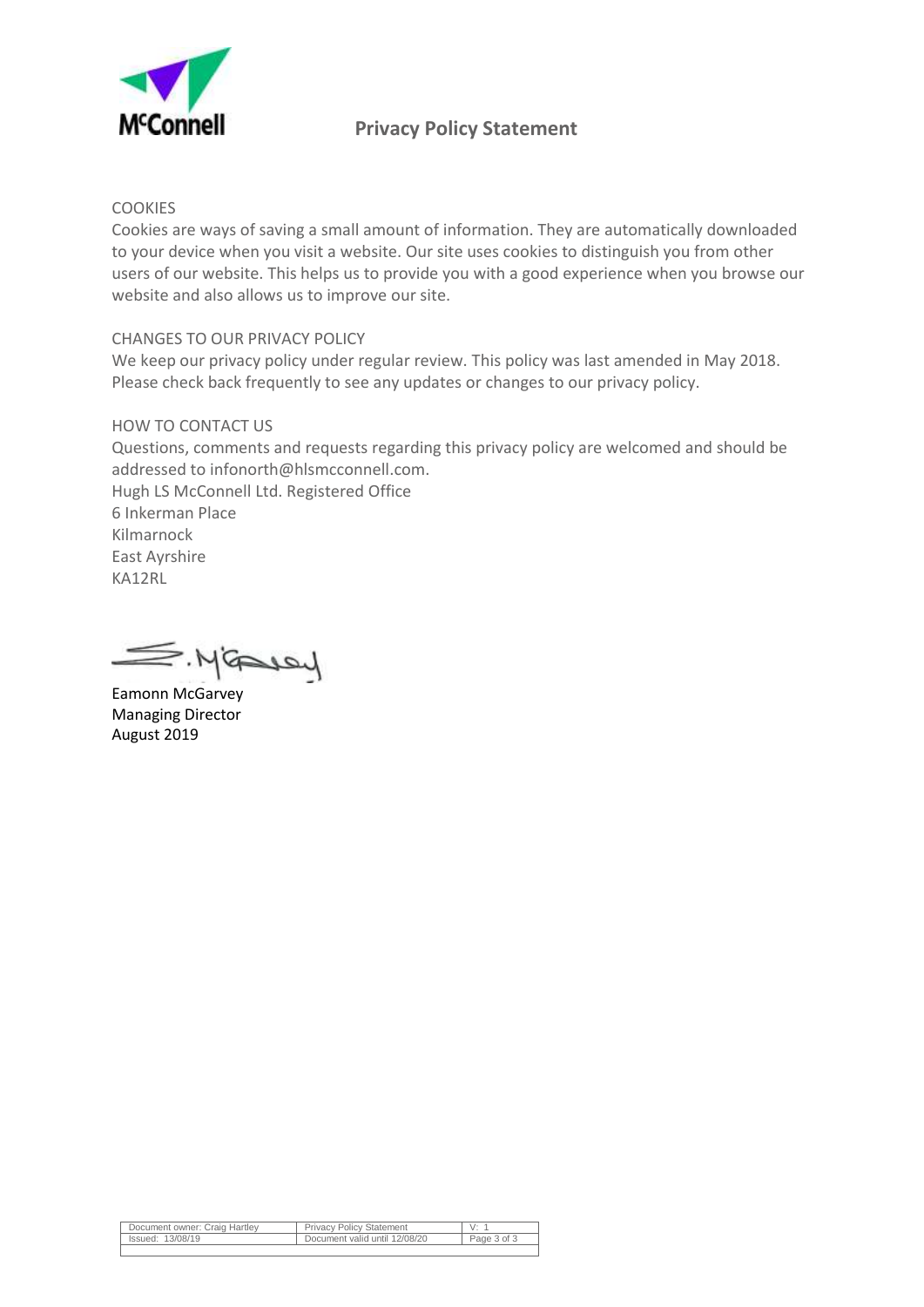## Privacy Policy Statement

COOKIES
Cookies are ways of saving a small amount of information. They are automatically downloaded to your device when you visit a website. Our site uses cookies to distinguish you from other users of our website. This helps us to provide you with a good experience when you browse our website and also allows us to improve our site.

CHANGES TO OUR PRIVACY POLICY
We keep our privacy policy under regular review. This policy was last amended in May 2018. Please check back frequently to see any updates or changes to our privacy policy.

HOW TO CONTACT US
Questions, comments and requests regarding this privacy policy are welcomed and should be addressed to infonorth@hlsmcconnell.com.
Hugh LS McConnell Ltd. Registered Office
6 Inkerman Place
Kilmarnock
East Ayrshire
KA12RL

Eamonn McGarvey
Managing Director
August 2019

| | | |
|---|---|---|
| Document owner: Craig Hartley | Privacy Policy Statement | V: 1 |
| Issued: 13/08/19 | Document valid until 12/08/20 | |